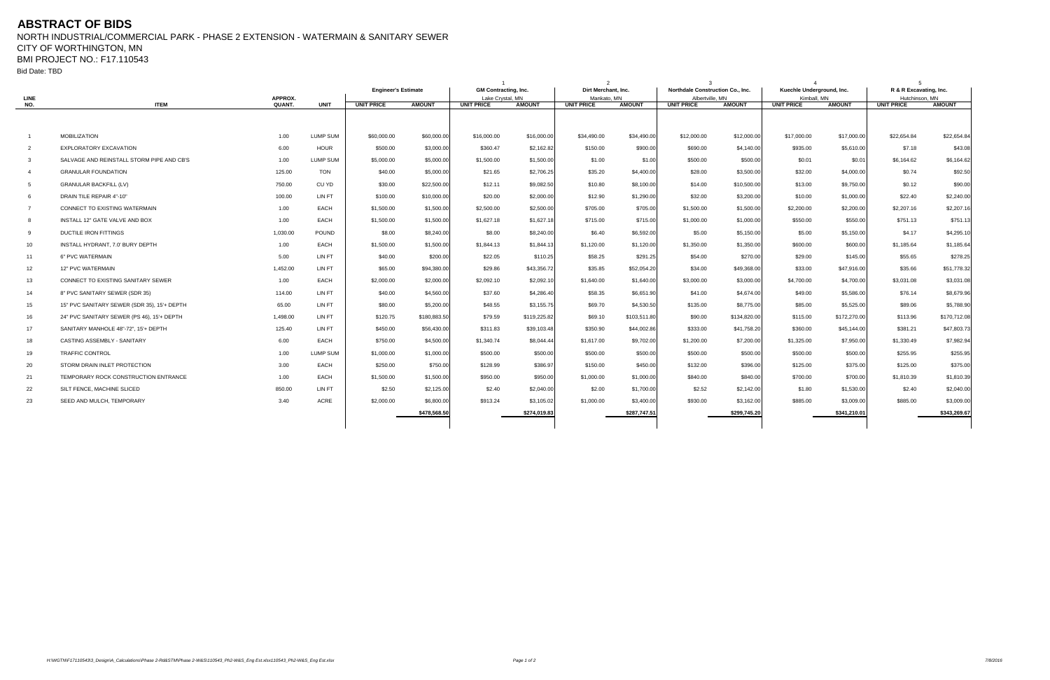# ABSTRACT OF BIDS

NORTH INDUSTRIAL/COMMERCIAL PARK - PHASE 2 EXTENSION - WATERMAIN & SANITARY SEWER

CITY OF WORTHINGTON, MN

BMI PROJECT NO.: F17.110543

Bid Date: TBD

| | | | | | | 1 | | 2 | | 3 | | 4 | | 5 | |
|---|---|---|---|---|---|---|---|---|---|---|---|---|---|---|---|
| | | | | Engineer's Estimate | | GM Contracting, Inc. Lake Crystal, MN | | Dirt Merchant, Inc. Mankato, MN | | Northdale Construction Co., Inc. Albertville, MN | | Kuechle Underground, Inc. Kimball, MN | | R & R Excavating, Inc. Hutchinson, MN | |
| LINE NO. | ITEM | APPROX. QUANT. | UNIT | UNIT PRICE | AMOUNT | UNIT PRICE | AMOUNT | UNIT PRICE | AMOUNT | UNIT PRICE | AMOUNT | UNIT PRICE | AMOUNT | UNIT PRICE | AMOUNT |
| 1 | MOBILIZATION | 1.00 | LUMP SUM | $60,000.00 | $60,000.00 | $16,000.00 | $16,000.00 | $34,490.00 | $34,490.00 | $12,000.00 | $12,000.00 | $17,000.00 | $17,000.00 | $22,654.84 | $22,654.84 |
| 2 | EXPLORATORY EXCAVATION | 6.00 | HOUR | $500.00 | $3,000.00 | $360.47 | $2,162.82 | $150.00 | $900.00 | $690.00 | $4,140.00 | $935.00 | $5,610.00 | $7.18 | $43.08 |
| 3 | SALVAGE AND REINSTALL STORM PIPE AND CB'S | 1.00 | LUMP SUM | $5,000.00 | $5,000.00 | $1,500.00 | $1,500.00 | $1.00 | $1.00 | $500.00 | $500.00 | $0.01 | $0.01 | $6,164.62 | $6,164.62 |
| 4 | GRANULAR FOUNDATION | 125.00 | TON | $40.00 | $5,000.00 | $21.65 | $2,706.25 | $35.20 | $4,400.00 | $28.00 | $3,500.00 | $32.00 | $4,000.00 | $0.74 | $92.50 |
| 5 | GRANULAR BACKFILL (LV) | 750.00 | CU YD | $30.00 | $22,500.00 | $12.11 | $9,082.50 | $10.80 | $8,100.00 | $14.00 | $10,500.00 | $13.00 | $9,750.00 | $0.12 | $90.00 |
| 6 | DRAIN TILE REPAIR 4"-10" | 100.00 | LIN FT | $100.00 | $10,000.00 | $20.00 | $2,000.00 | $12.90 | $1,290.00 | $32.00 | $3,200.00 | $10.00 | $1,000.00 | $22.40 | $2,240.00 |
| 7 | CONNECT TO EXISTING WATERMAIN | 1.00 | EACH | $1,500.00 | $1,500.00 | $2,500.00 | $2,500.00 | $705.00 | $705.00 | $1,500.00 | $1,500.00 | $2,200.00 | $2,200.00 | $2,207.16 | $2,207.16 |
| 8 | INSTALL 12" GATE VALVE AND BOX | 1.00 | EACH | $1,500.00 | $1,500.00 | $1,627.18 | $1,627.18 | $715.00 | $715.00 | $1,000.00 | $1,000.00 | $550.00 | $550.00 | $751.13 | $751.13 |
| 9 | DUCTILE IRON FITTINGS | 1,030.00 | POUND | $8.00 | $8,240.00 | $8.00 | $8,240.00 | $6.40 | $6,592.00 | $5.00 | $5,150.00 | $5.00 | $5,150.00 | $4.17 | $4,295.10 |
| 10 | INSTALL HYDRANT, 7.0' BURY DEPTH | 1.00 | EACH | $1,500.00 | $1,500.00 | $1,844.13 | $1,844.13 | $1,120.00 | $1,120.00 | $1,350.00 | $1,350.00 | $600.00 | $600.00 | $1,185.64 | $1,185.64 |
| 11 | 6" PVC WATERMAIN | 5.00 | LIN FT | $40.00 | $200.00 | $22.05 | $110.25 | $58.25 | $291.25 | $54.00 | $270.00 | $29.00 | $145.00 | $55.65 | $278.25 |
| 12 | 12" PVC WATERMAIN | 1,452.00 | LIN FT | $65.00 | $94,380.00 | $29.86 | $43,356.72 | $35.85 | $52,054.20 | $34.00 | $49,368.00 | $33.00 | $47,916.00 | $35.66 | $51,778.32 |
| 13 | CONNECT TO EXISTING SANITARY SEWER | 1.00 | EACH | $2,000.00 | $2,000.00 | $2,092.10 | $2,092.10 | $1,640.00 | $1,640.00 | $3,000.00 | $3,000.00 | $4,700.00 | $4,700.00 | $3,031.08 | $3,031.08 |
| 14 | 8" PVC SANITARY SEWER (SDR 35) | 114.00 | LIN FT | $40.00 | $4,560.00 | $37.60 | $4,286.40 | $58.35 | $6,651.90 | $41.00 | $4,674.00 | $49.00 | $5,586.00 | $76.14 | $8,679.96 |
| 15 | 15" PVC SANITARY SEWER (SDR 35), 15'+ DEPTH | 65.00 | LIN FT | $80.00 | $5,200.00 | $48.55 | $3,155.75 | $69.70 | $4,530.50 | $135.00 | $8,775.00 | $85.00 | $5,525.00 | $89.06 | $5,788.90 |
| 16 | 24" PVC SANITARY SEWER (PS 46), 15'+ DEPTH | 1,498.00 | LIN FT | $120.75 | $180,883.50 | $79.59 | $119,225.82 | $69.10 | $103,511.80 | $90.00 | $134,820.00 | $115.00 | $172,270.00 | $113.96 | $170,712.08 |
| 17 | SANITARY MANHOLE 48"-72", 15'+ DEPTH | 125.40 | LIN FT | $450.00 | $56,430.00 | $311.83 | $39,103.48 | $350.90 | $44,002.86 | $333.00 | $41,758.20 | $360.00 | $45,144.00 | $381.21 | $47,803.73 |
| 18 | CASTING ASSEMBLY - SANITARY | 6.00 | EACH | $750.00 | $4,500.00 | $1,340.74 | $8,044.44 | $1,617.00 | $9,702.00 | $1,200.00 | $7,200.00 | $1,325.00 | $7,950.00 | $1,330.49 | $7,982.94 |
| 19 | TRAFFIC CONTROL | 1.00 | LUMP SUM | $1,000.00 | $1,000.00 | $500.00 | $500.00 | $500.00 | $500.00 | $500.00 | $500.00 | $500.00 | $500.00 | $255.95 | $255.95 |
| 20 | STORM DRAIN INLET PROTECTION | 3.00 | EACH | $250.00 | $750.00 | $128.99 | $386.97 | $150.00 | $450.00 | $132.00 | $396.00 | $125.00 | $375.00 | $125.00 | $375.00 |
| 21 | TEMPORARY ROCK CONSTRUCTION ENTRANCE | 1.00 | EACH | $1,500.00 | $1,500.00 | $950.00 | $950.00 | $1,000.00 | $1,000.00 | $840.00 | $840.00 | $700.00 | $700.00 | $1,810.39 | $1,810.39 |
| 22 | SILT FENCE, MACHINE SLICED | 850.00 | LIN FT | $2.50 | $2,125.00 | $2.40 | $2,040.00 | $2.00 | $1,700.00 | $2.52 | $2,142.00 | $1.80 | $1,530.00 | $2.40 | $2,040.00 |
| 23 | SEED AND MULCH, TEMPORARY | 3.40 | ACRE | $2,000.00 | $6,800.00 | $913.24 | $3,105.02 | $1,000.00 | $3,400.00 | $930.00 | $3,162.00 | $885.00 | $3,009.00 | $885.00 | $3,009.00 |
| | | | | | $478,568.50 | | $274,019.83 | | $287,747.51 | | $299,745.20 | | $341,210.01 | | $343,269.67 |

H:\WGTN\F17110543\3_Design\A_Calculations\Phase 2-Rd&STM\Phase 2-W&S\110543_Ph2-W&S_Eng Est.xlsx\110543_Ph2-W&S_Eng Est.xlsx 7/8/2016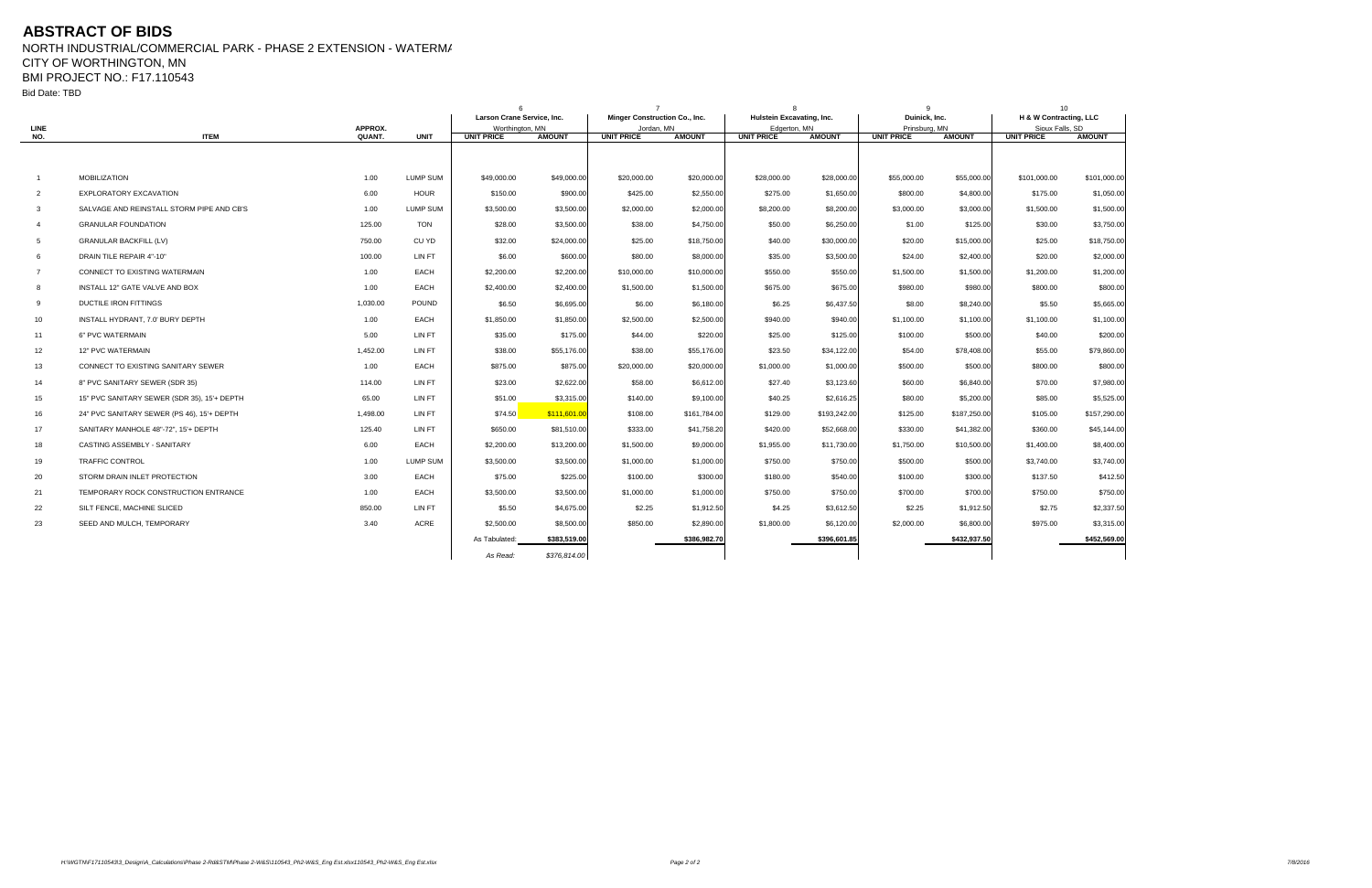# ABSTRACT OF BIDS

NORTH INDUSTRIAL/COMMERCIAL PARK - PHASE 2 EXTENSION - WATERMA

CITY OF WORTHINGTON, MN

BMI PROJECT NO.: F17.110543

Bid Date: TBD

| | | | | 6 | | 7 | | 8 | | 9 | | 10 | |
|---|---|---|---|---|---|---|---|---|---|---|---|---|---|
| | | | | Larson Crane Service, Inc. Worthington, MN | | Minger Construction Co., Inc. Jordan, MN | | Hulstein Excavating, Inc. Edgerton, MN | | Duinick, Inc. Prinsburg, MN | | H & W Contracting, LLC Sioux Falls, SD | |
| LINE NO. | ITEM | APPROX. QUANT. | UNIT | UNIT PRICE | AMOUNT | UNIT PRICE | AMOUNT | UNIT PRICE | AMOUNT | UNIT PRICE | AMOUNT | UNIT PRICE | AMOUNT |
| 1 | MOBILIZATION | 1.00 | LUMP SUM | $49,000.00 | $49,000.00 | $20,000.00 | $20,000.00 | $28,000.00 | $28,000.00 | $55,000.00 | $55,000.00 | $101,000.00 | $101,000.00 |
| 2 | EXPLORATORY EXCAVATION | 6.00 | HOUR | $150.00 | $900.00 | $425.00 | $2,550.00 | $275.00 | $1,650.00 | $800.00 | $4,800.00 | $175.00 | $1,050.00 |
| 3 | SALVAGE AND REINSTALL STORM PIPE AND CB'S | 1.00 | LUMP SUM | $3,500.00 | $3,500.00 | $2,000.00 | $2,000.00 | $8,200.00 | $8,200.00 | $3,000.00 | $3,000.00 | $1,500.00 | $1,500.00 |
| 4 | GRANULAR FOUNDATION | 125.00 | TON | $28.00 | $3,500.00 | $38.00 | $4,750.00 | $50.00 | $6,250.00 | $1.00 | $125.00 | $30.00 | $3,750.00 |
| 5 | GRANULAR BACKFILL (LV) | 750.00 | CU YD | $32.00 | $24,000.00 | $25.00 | $18,750.00 | $40.00 | $30,000.00 | $20.00 | $15,000.00 | $25.00 | $18,750.00 |
| 6 | DRAIN TILE REPAIR 4"-10" | 100.00 | LIN FT | $6.00 | $600.00 | $80.00 | $8,000.00 | $35.00 | $3,500.00 | $24.00 | $2,400.00 | $20.00 | $2,000.00 |
| 7 | CONNECT TO EXISTING WATERMAIN | 1.00 | EACH | $2,200.00 | $2,200.00 | $10,000.00 | $10,000.00 | $550.00 | $550.00 | $1,500.00 | $1,500.00 | $1,200.00 | $1,200.00 |
| 8 | INSTALL 12" GATE VALVE AND BOX | 1.00 | EACH | $2,400.00 | $2,400.00 | $1,500.00 | $1,500.00 | $675.00 | $675.00 | $980.00 | $980.00 | $800.00 | $800.00 |
| 9 | DUCTILE IRON FITTINGS | 1,030.00 | POUND | $6.50 | $6,695.00 | $6.00 | $6,180.00 | $6.25 | $6,437.50 | $8.00 | $8,240.00 | $5.50 | $5,665.00 |
| 10 | INSTALL HYDRANT, 7.0' BURY DEPTH | 1.00 | EACH | $1,850.00 | $1,850.00 | $2,500.00 | $2,500.00 | $940.00 | $940.00 | $1,100.00 | $1,100.00 | $1,100.00 | $1,100.00 |
| 11 | 6" PVC WATERMAIN | 5.00 | LIN FT | $35.00 | $175.00 | $44.00 | $220.00 | $25.00 | $125.00 | $100.00 | $500.00 | $40.00 | $200.00 |
| 12 | 12" PVC WATERMAIN | 1,452.00 | LIN FT | $38.00 | $55,176.00 | $38.00 | $55,176.00 | $23.50 | $34,122.00 | $54.00 | $78,408.00 | $55.00 | $79,860.00 |
| 13 | CONNECT TO EXISTING SANITARY SEWER | 1.00 | EACH | $875.00 | $875.00 | $20,000.00 | $20,000.00 | $1,000.00 | $1,000.00 | $500.00 | $500.00 | $800.00 | $800.00 |
| 14 | 8" PVC SANITARY SEWER (SDR 35) | 114.00 | LIN FT | $23.00 | $2,622.00 | $58.00 | $6,612.00 | $27.40 | $3,123.60 | $60.00 | $6,840.00 | $70.00 | $7,980.00 |
| 15 | 15" PVC SANITARY SEWER (SDR 35), 15'+ DEPTH | 65.00 | LIN FT | $51.00 | $3,315.00 | $140.00 | $9,100.00 | $40.25 | $2,616.25 | $80.00 | $5,200.00 | $85.00 | $5,525.00 |
| 16 | 24" PVC SANITARY SEWER (PS 46), 15'+ DEPTH | 1,498.00 | LIN FT | $74.50 | $111,601.00 | $108.00 | $161,784.00 | $129.00 | $193,242.00 | $125.00 | $187,250.00 | $105.00 | $157,290.00 |
| 17 | SANITARY MANHOLE 48"-72", 15'+ DEPTH | 125.40 | LIN FT | $650.00 | $81,510.00 | $333.00 | $41,758.20 | $420.00 | $52,668.00 | $330.00 | $41,382.00 | $360.00 | $45,144.00 |
| 18 | CASTING ASSEMBLY - SANITARY | 6.00 | EACH | $2,200.00 | $13,200.00 | $1,500.00 | $9,000.00 | $1,955.00 | $11,730.00 | $1,750.00 | $10,500.00 | $1,400.00 | $8,400.00 |
| 19 | TRAFFIC CONTROL | 1.00 | LUMP SUM | $3,500.00 | $3,500.00 | $1,000.00 | $1,000.00 | $750.00 | $750.00 | $500.00 | $500.00 | $3,740.00 | $3,740.00 |
| 20 | STORM DRAIN INLET PROTECTION | 3.00 | EACH | $75.00 | $225.00 | $100.00 | $300.00 | $180.00 | $540.00 | $100.00 | $300.00 | $137.50 | $412.50 |
| 21 | TEMPORARY ROCK CONSTRUCTION ENTRANCE | 1.00 | EACH | $3,500.00 | $3,500.00 | $1,000.00 | $1,000.00 | $750.00 | $750.00 | $700.00 | $700.00 | $750.00 | $750.00 |
| 22 | SILT FENCE, MACHINE SLICED | 850.00 | LIN FT | $5.50 | $4,675.00 | $2.25 | $1,912.50 | $4.25 | $3,612.50 | $2.25 | $1,912.50 | $2.75 | $2,337.50 |
| 23 | SEED AND MULCH, TEMPORARY | 3.40 | ACRE | $2,500.00 | $8,500.00 | $850.00 | $2,890.00 | $1,800.00 | $6,120.00 | $2,000.00 | $6,800.00 | $975.00 | $3,315.00 |
| | | | | As Tabulated: | $383,519.00 | | $386,982.70 | | $396,601.85 | | $432,937.50 | | $452,569.00 |
| | | | | *As Read:* | *$376,814.00* | | | | | | | | |

H:\WGTN\F17110543\3_Design\A_Calculations\Phase 2-Rd&STM\Phase 2-W&S\110543_Ph2-W&S_Eng Est.xlsx\110543_Ph2-W&S_Eng Est.xlsx

7/8/2016